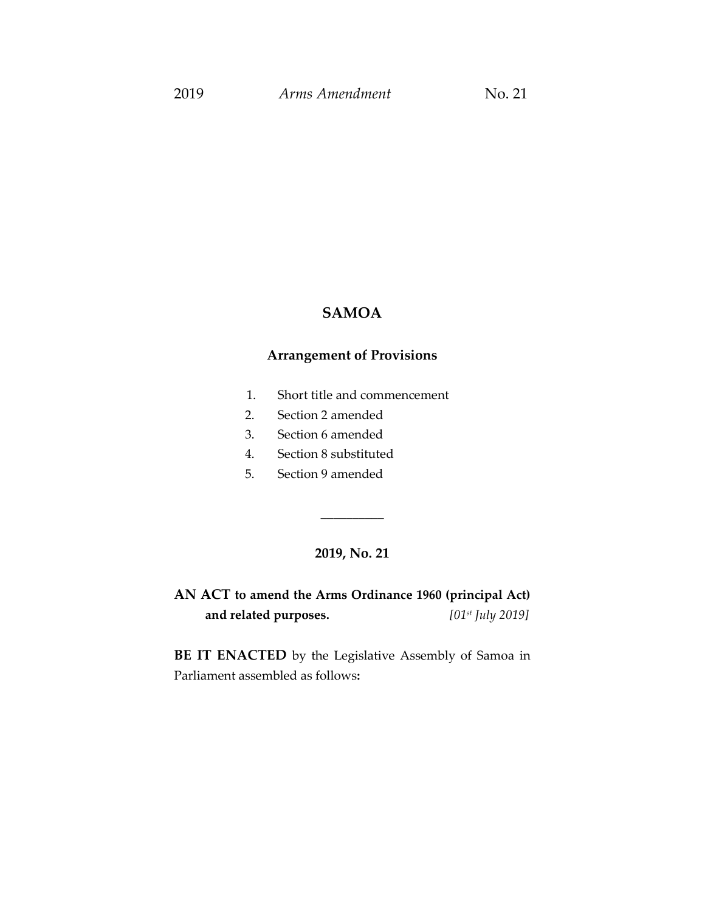# SAMOA

## Arrangement of Provisions

1. Short title and commencement
2. Section 2 amended
3. Section 6 amended
4. Section 8 substituted
5. Section 9 amended

---

## 2019, No. 21

**AN ACT to amend the Arms Ordinance 1960 (principal Act) and related purposes.** *[01st July 2019]*

**BE IT ENACTED** by the Legislative Assembly of Samoa in Parliament assembled as follows**:**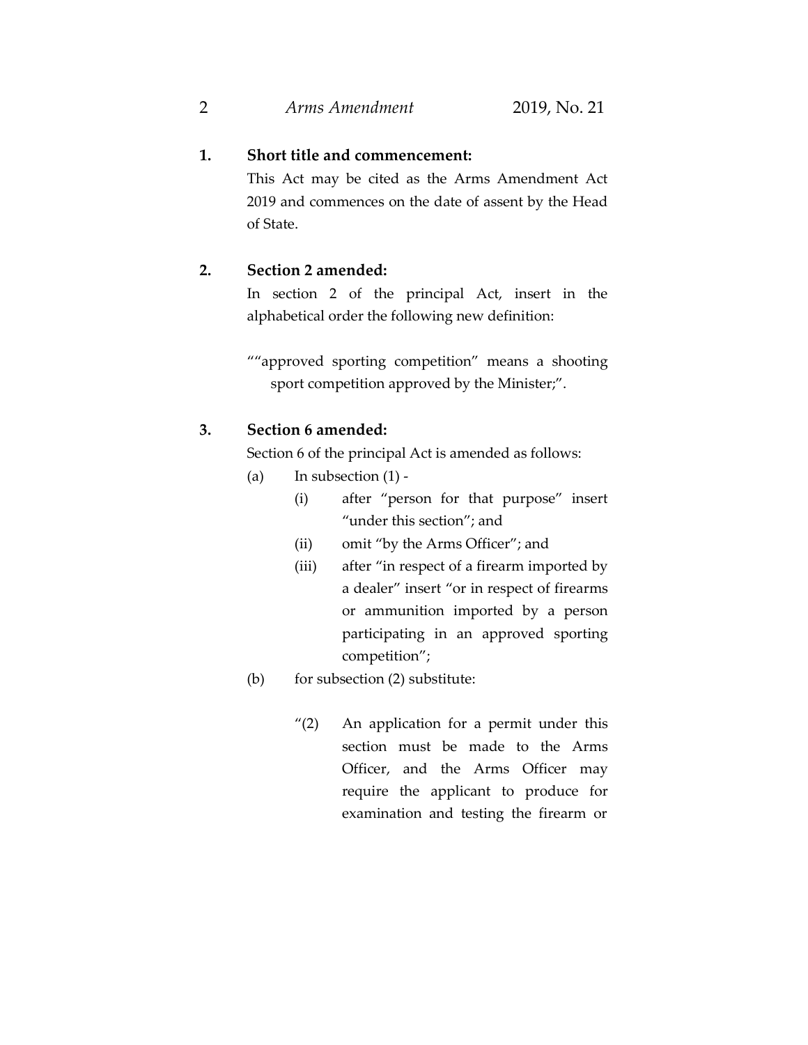**1. Short title and commencement:**

This Act may be cited as the Arms Amendment Act 2019 and commences on the date of assent by the Head of State.

**2. Section 2 amended:**

In section 2 of the principal Act, insert in the alphabetical order the following new definition:

““approved sporting competition” means a shooting sport competition approved by the Minister;”.

**3. Section 6 amended:**

Section 6 of the principal Act is amended as follows:

(a) In subsection (1) -

(i) after “person for that purpose” insert “under this section”; and

(ii) omit “by the Arms Officer”; and

(iii) after “in respect of a firearm imported by a dealer” insert “or in respect of firearms or ammunition imported by a person participating in an approved sporting competition”;

(b) for subsection (2) substitute:

“(2) An application for a permit under this section must be made to the Arms Officer, and the Arms Officer may require the applicant to produce for examination and testing the firearm or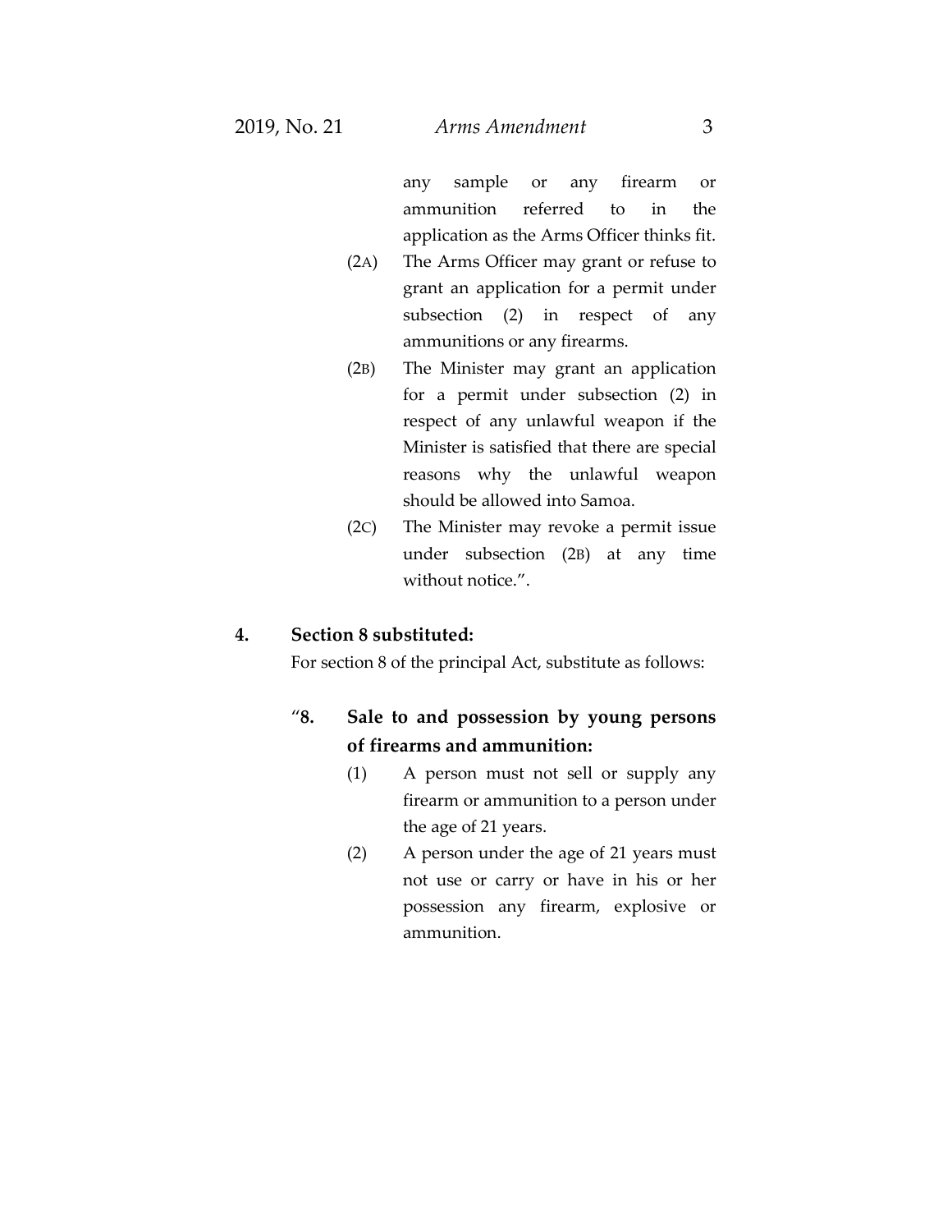any sample or any firearm or ammunition referred to in the application as the Arms Officer thinks fit.

(2A) The Arms Officer may grant or refuse to grant an application for a permit under subsection (2) in respect of any ammunitions or any firearms.

(2B) The Minister may grant an application for a permit under subsection (2) in respect of any unlawful weapon if the Minister is satisfied that there are special reasons why the unlawful weapon should be allowed into Samoa.

(2C) The Minister may revoke a permit issue under subsection (2B) at any time without notice.".

**4. Section 8 substituted:**

For section 8 of the principal Act, substitute as follows:

"**8. Sale to and possession by young persons of firearms and ammunition:**

(1) A person must not sell or supply any firearm or ammunition to a person under the age of 21 years.

(2) A person under the age of 21 years must not use or carry or have in his or her possession any firearm, explosive or ammunition.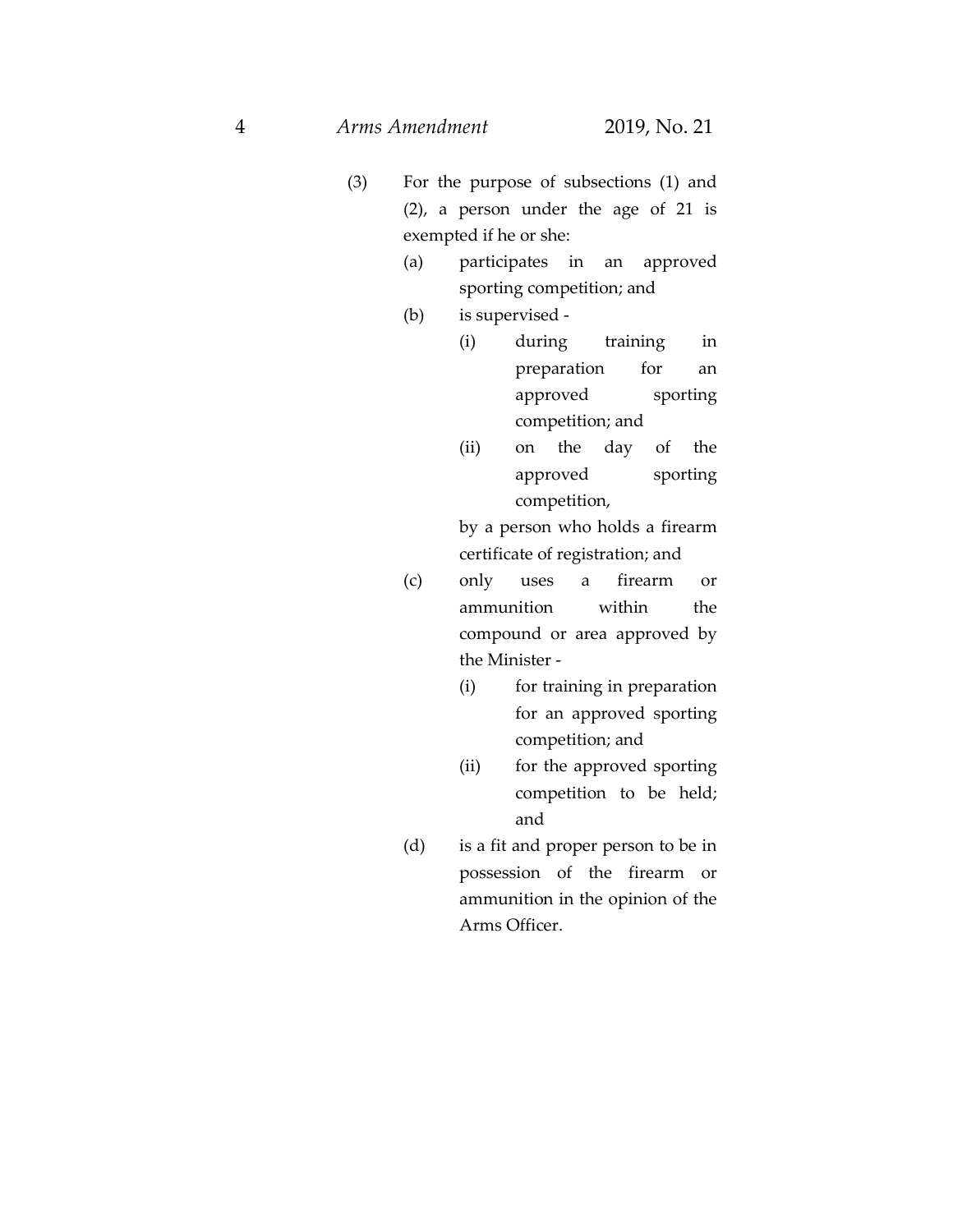(3) For the purpose of subsections (1) and (2), a person under the age of 21 is exempted if he or she:

   (a) participates in an approved sporting competition; and

   (b) is supervised -

      (i) during training in preparation for an approved sporting competition; and

      (ii) on the day of the approved sporting competition,

      by a person who holds a firearm certificate of registration; and

   (c) only uses a firearm or ammunition within the compound or area approved by the Minister -

      (i) for training in preparation for an approved sporting competition; and

      (ii) for the approved sporting competition to be held; and

   (d) is a fit and proper person to be in possession of the firearm or ammunition in the opinion of the Arms Officer.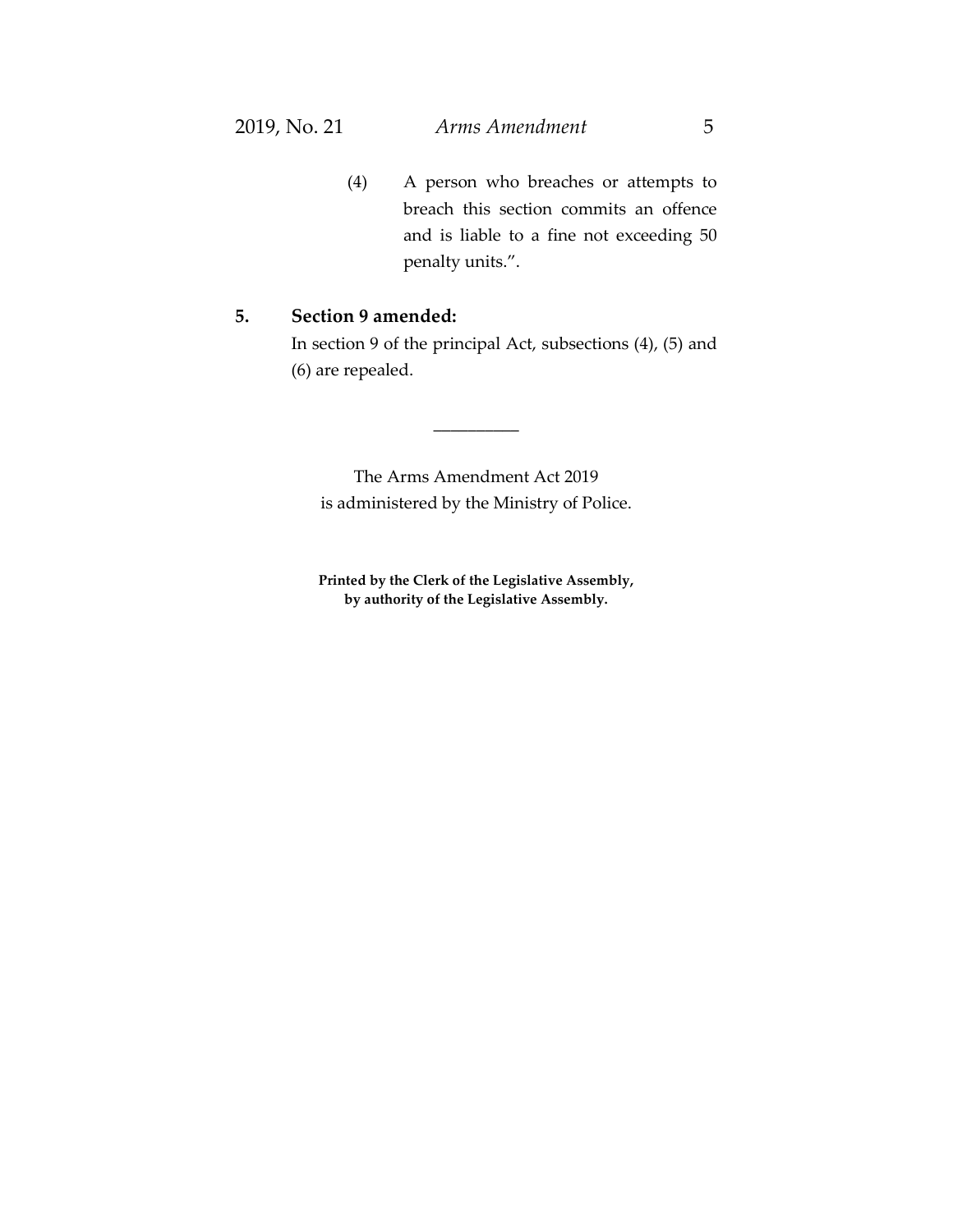(4) A person who breaches or attempts to breach this section commits an offence and is liable to a fine not exceeding 50 penalty units.”.

**5. Section 9 amended:**

In section 9 of the principal Act, subsections (4), (5) and (6) are repealed.

\_\_\_\_\_\_\_\_\_\_

The Arms Amendment Act 2019
is administered by the Ministry of Police.

**Printed by the Clerk of the Legislative Assembly,**
**by authority of the Legislative Assembly.**